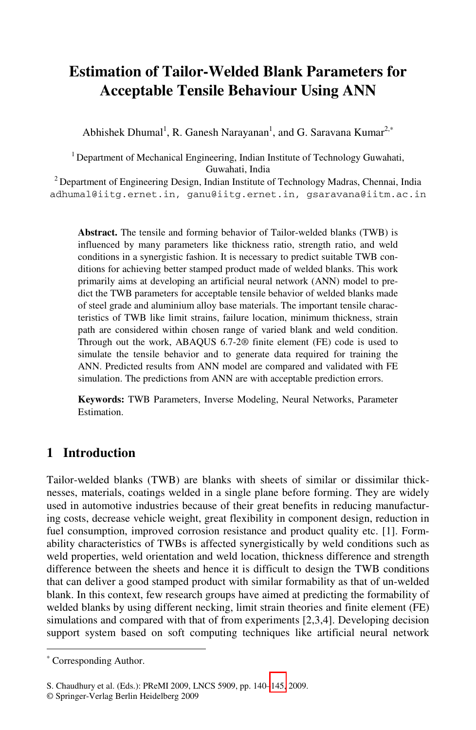# Estimation of Tailor-Welded Blank Parameters for Acceptable Tensile Behaviour Using ANN

Abhishek Dhumal[1], R. Ganesh Narayanan[1], and G. Saravana Kumar[2,*]

[1] Department of Mechanical Engineering, Indian Institute of Technology Guwahati, Guwahati, India

[2] Department of Engineering Design, Indian Institute of Technology Madras, Chennai, India

adhumal@iitg.ernet.in, ganu@iitg.ernet.in, gsaravana@iitm.ac.in

**Abstract.** The tensile and forming behavior of Tailor-welded blanks (TWB) is influenced by many parameters like thickness ratio, strength ratio, and weld conditions in a synergistic fashion. It is necessary to predict suitable TWB conditions for achieving better stamped product made of welded blanks. This work primarily aims at developing an artificial neural network (ANN) model to predict the TWB parameters for acceptable tensile behavior of welded blanks made of steel grade and aluminium alloy base materials. The important tensile characteristics of TWB like limit strains, failure location, minimum thickness, strain path are considered within chosen range of varied blank and weld condition. Through out the work, ABAQUS 6.7-2® finite element (FE) code is used to simulate the tensile behavior and to generate data required for training the ANN. Predicted results from ANN model are compared and validated with FE simulation. The predictions from ANN are with acceptable prediction errors.

**Keywords:** TWB Parameters, Inverse Modeling, Neural Networks, Parameter Estimation.

## 1 Introduction

Tailor-welded blanks (TWB) are blanks with sheets of similar or dissimilar thicknesses, materials, coatings welded in a single plane before forming. They are widely used in automotive industries because of their great benefits in reducing manufacturing costs, decrease vehicle weight, great flexibility in component design, reduction in fuel consumption, improved corrosion resistance and product quality etc. [1]. Formability characteristics of TWBs is affected synergistically by weld conditions such as weld properties, weld orientation and weld location, thickness difference and strength difference between the sheets and hence it is difficult to design the TWB conditions that can deliver a good stamped product with similar formability as that of un-welded blank. In this context, few research groups have aimed at predicting the formability of welded blanks by using different necking, limit strain theories and finite element (FE) simulations and compared with that of from experiments [2,3,4]. Developing decision support system based on soft computing techniques like artificial neural network

[*] Corresponding Author.

S. Chaudhury et al. (Eds.): PReMI 2009, LNCS 5909, pp. 140–145, 2009.
© Springer-Verlag Berlin Heidelberg 2009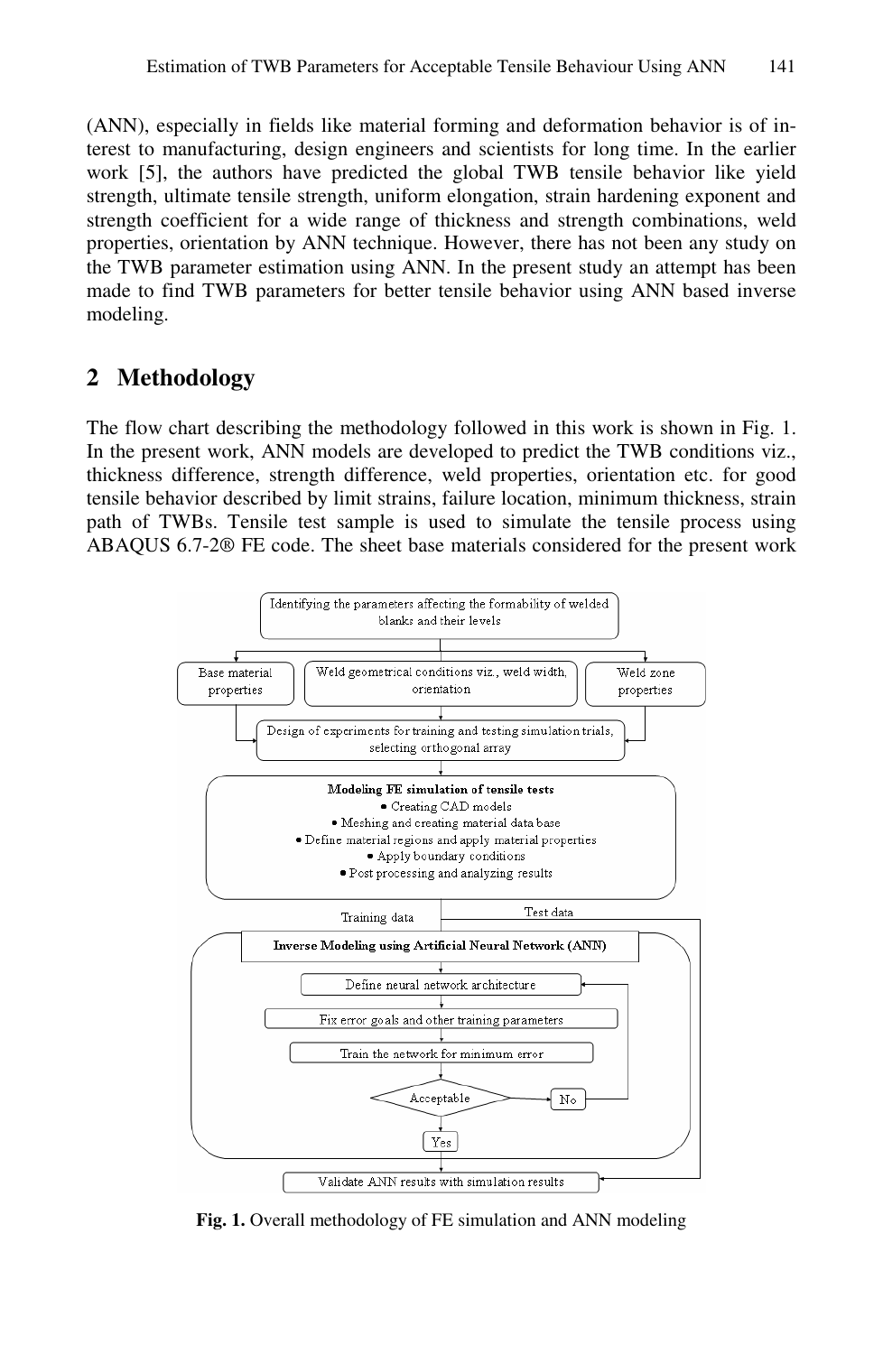(ANN), especially in fields like material forming and deformation behavior is of interest to manufacturing, design engineers and scientists for long time. In the earlier work [5], the authors have predicted the global TWB tensile behavior like yield strength, ultimate tensile strength, uniform elongation, strain hardening exponent and strength coefficient for a wide range of thickness and strength combinations, weld properties, orientation by ANN technique. However, there has not been any study on the TWB parameter estimation using ANN. In the present study an attempt has been made to find TWB parameters for better tensile behavior using ANN based inverse modeling.

## 2 Methodology

The flow chart describing the methodology followed in this work is shown in Fig. 1. In the present work, ANN models are developed to predict the TWB conditions viz., thickness difference, strength difference, weld properties, orientation etc. for good tensile behavior described by limit strains, failure location, minimum thickness, strain path of TWBs. Tensile test sample is used to simulate the tensile process using ABAQUS 6.7-2® FE code. The sheet base materials considered for the present work

Identifying the parameters affecting the formability of welded blanks and their levels

Base material properties | Weld geometrical conditions viz., weld width, orientation | Weld zone properties

Design of experiments for training and testing simulation trials, selecting orthogonal array

**Modeling FE simulation of tensile tests**
- Creating CAD models
- Meshing and creating material data base
- Define material regions and apply material properties
- Apply boundary conditions
- Post processing and analyzing results

Training data | Test data

**Inverse Modeling using Artificial Neural Network (ANN)**

Define neural network architecture

Fix error goals and other training parameters

Train the network for minimum error

Acceptable — No / Yes

Validate ANN results with simulation results

**Fig. 1.** Overall methodology of FE simulation and ANN modeling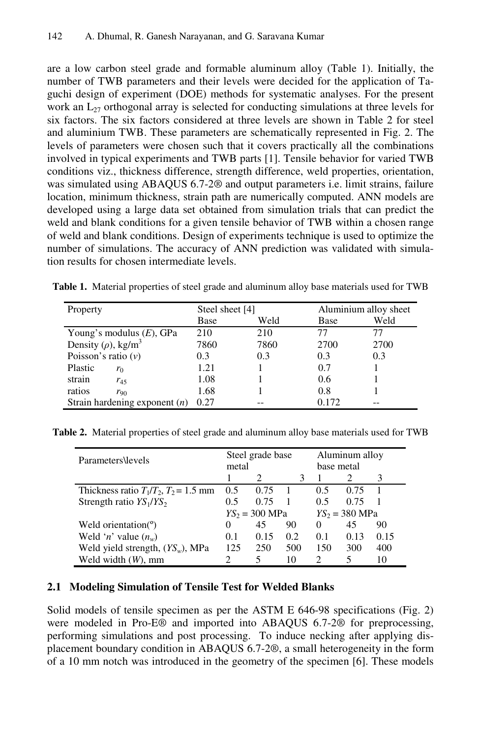are a low carbon steel grade and formable aluminum alloy (Table 1). Initially, the number of TWB parameters and their levels were decided for the application of Taguchi design of experiment (DOE) methods for systematic analyses. For the present work an $L_{27}$ orthogonal array is selected for conducting simulations at three levels for six factors. The six factors considered at three levels are shown in Table 2 for steel and aluminium TWB. These parameters are schematically represented in Fig. 2. The levels of parameters were chosen such that it covers practically all the combinations involved in typical experiments and TWB parts [1]. Tensile behavior for varied TWB conditions viz., thickness difference, strength difference, weld properties, orientation, was simulated using ABAQUS 6.7-2® and output parameters i.e. limit strains, failure location, minimum thickness, strain path are numerically computed. ANN models are developed using a large data set obtained from simulation trials that can predict the weld and blank conditions for a given tensile behavior of TWB within a chosen range of weld and blank conditions. Design of experiments technique is used to optimize the number of simulations. The accuracy of ANN prediction was validated with simulation results for chosen intermediate levels.

**Table 1.** Material properties of steel grade and aluminum alloy base materials used for TWB

| Property | | Steel sheet [4] | | Aluminium alloy sheet | |
|---|---|---|---|---|---|
| | | Base | Weld | Base | Weld |
| Young's modulus ($E$), GPa | | 210 | 210 | 77 | 77 |
| Density ($\rho$), kg/m$^3$ | | 7860 | 7860 | 2700 | 2700 |
| Poisson's ratio ($v$) | | 0.3 | 0.3 | 0.3 | 0.3 |
| Plastic strain ratios | $r_0$ | 1.21 | 1 | 0.7 | 1 |
| | $r_{45}$ | 1.08 | 1 | 0.6 | 1 |
| | $r_{90}$ | 1.68 | 1 | 0.8 | 1 |
| Strain hardening exponent ($n$) | | 0.27 | -- | 0.172 | -- |

**Table 2.** Material properties of steel grade and aluminum alloy base materials used for TWB

| Parameters\levels | Steel grade base metal | | | Aluminum alloy base metal | | |
|---|---|---|---|---|---|---|
| | 1 | 2 | 3 | 1 | 2 | 3 |
| Thickness ratio $T_1/T_2$, $T_2$ = 1.5 mm | 0.5 | 0.75 | 1 | 0.5 | 0.75 | 1 |
| Strength ratio $YS_1/YS_2$ | 0.5 | 0.75 | 1 | 0.5 | 0.75 | 1 |
| | $YS_2$ = 300 MPa | | | $YS_2$ = 380 MPa | | |
| Weld orientation(°) | 0 | 45 | 90 | 0 | 45 | 90 |
| Weld '$n$' value ($n_w$) | 0.1 | 0.15 | 0.2 | 0.1 | 0.13 | 0.15 |
| Weld yield strength, ($YS_w$), MPa | 125 | 250 | 500 | 150 | 300 | 400 |
| Weld width ($W$), mm | 2 | 5 | 10 | 2 | 5 | 10 |

### 2.1 Modeling Simulation of Tensile Test for Welded Blanks

Solid models of tensile specimen as per the ASTM E 646-98 specifications (Fig. 2) were modeled in Pro-E® and imported into ABAQUS 6.7-2® for preprocessing, performing simulations and post processing. To induce necking after applying displacement boundary condition in ABAQUS 6.7-2®, a small heterogeneity in the form of a 10 mm notch was introduced in the geometry of the specimen [6]. These models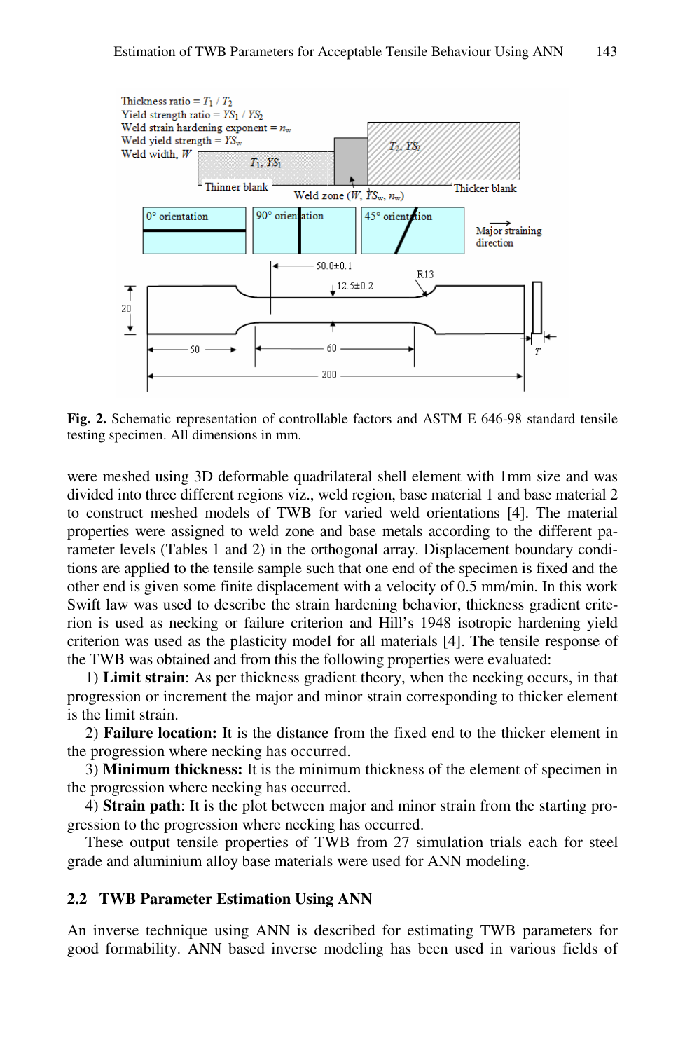Fig. 2. Schematic representation of controllable factors and ASTM E 646-98 standard tensile testing specimen. All dimensions in mm.

were meshed using 3D deformable quadrilateral shell element with 1mm size and was divided into three different regions viz., weld region, base material 1 and base material 2 to construct meshed models of TWB for varied weld orientations [4]. The material properties were assigned to weld zone and base metals according to the different parameter levels (Tables 1 and 2) in the orthogonal array. Displacement boundary conditions are applied to the tensile sample such that one end of the specimen is fixed and the other end is given some finite displacement with a velocity of 0.5 mm/min. In this work Swift law was used to describe the strain hardening behavior, thickness gradient criterion is used as necking or failure criterion and Hill's 1948 isotropic hardening yield criterion was used as the plasticity model for all materials [4]. The tensile response of the TWB was obtained and from this the following properties were evaluated:

1) **Limit strain**: As per thickness gradient theory, when the necking occurs, in that progression or increment the major and minor strain corresponding to thicker element is the limit strain.

2) **Failure location:** It is the distance from the fixed end to the thicker element in the progression where necking has occurred.

3) **Minimum thickness:** It is the minimum thickness of the element of specimen in the progression where necking has occurred.

4) **Strain path**: It is the plot between major and minor strain from the starting progression to the progression where necking has occurred.

These output tensile properties of TWB from 27 simulation trials each for steel grade and aluminium alloy base materials were used for ANN modeling.

## 2.2 TWB Parameter Estimation Using ANN

An inverse technique using ANN is described for estimating TWB parameters for good formability. ANN based inverse modeling has been used in various fields of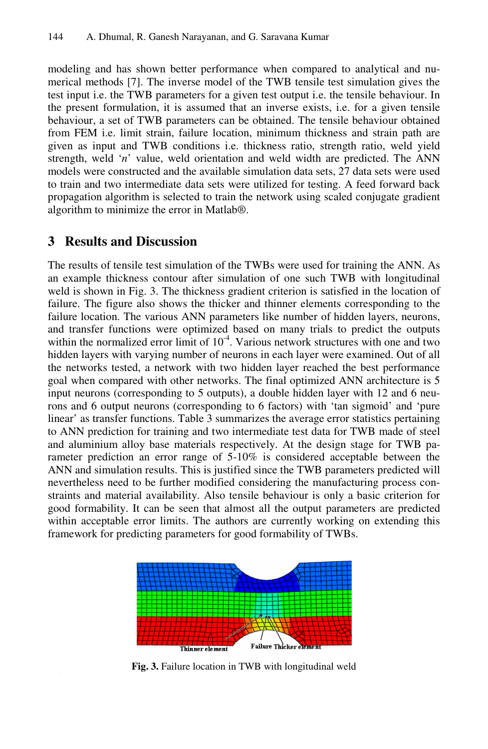modeling and has shown better performance when compared to analytical and numerical methods [7]. The inverse model of the TWB tensile test simulation gives the test input i.e. the TWB parameters for a given test output i.e. the tensile behaviour. In the present formulation, it is assumed that an inverse exists, i.e. for a given tensile behaviour, a set of TWB parameters can be obtained. The tensile behaviour obtained from FEM i.e. limit strain, failure location, minimum thickness and strain path are given as input and TWB conditions i.e. thickness ratio, strength ratio, weld yield strength, weld '*n*' value, weld orientation and weld width are predicted. The ANN models were constructed and the available simulation data sets, 27 data sets were used to train and two intermediate data sets were utilized for testing. A feed forward back propagation algorithm is selected to train the network using scaled conjugate gradient algorithm to minimize the error in Matlab®.

## 3 Results and Discussion

The results of tensile test simulation of the TWBs were used for training the ANN. As an example thickness contour after simulation of one such TWB with longitudinal weld is shown in Fig. 3. The thickness gradient criterion is satisfied in the location of failure. The figure also shows the thicker and thinner elements corresponding to the failure location. The various ANN parameters like number of hidden layers, neurons, and transfer functions were optimized based on many trials to predict the outputs within the normalized error limit of $10^{-4}$. Various network structures with one and two hidden layers with varying number of neurons in each layer were examined. Out of all the networks tested, a network with two hidden layer reached the best performance goal when compared with other networks. The final optimized ANN architecture is 5 input neurons (corresponding to 5 outputs), a double hidden layer with 12 and 6 neurons and 6 output neurons (corresponding to 6 factors) with 'tan sigmoid' and 'pure linear' as transfer functions. Table 3 summarizes the average error statistics pertaining to ANN prediction for training and two intermediate test data for TWB made of steel and aluminium alloy base materials respectively. At the design stage for TWB parameter prediction an error range of 5-10% is considered acceptable between the ANN and simulation results. This is justified since the TWB parameters predicted will nevertheless need to be further modified considering the manufacturing process constraints and material availability. Also tensile behaviour is only a basic criterion for good formability. It can be seen that almost all the output parameters are predicted within acceptable error limits. The authors are currently working on extending this framework for predicting parameters for good formability of TWBs.

Thinner element Failure Thicker element

**Fig. 3.** Failure location in TWB with longitudinal weld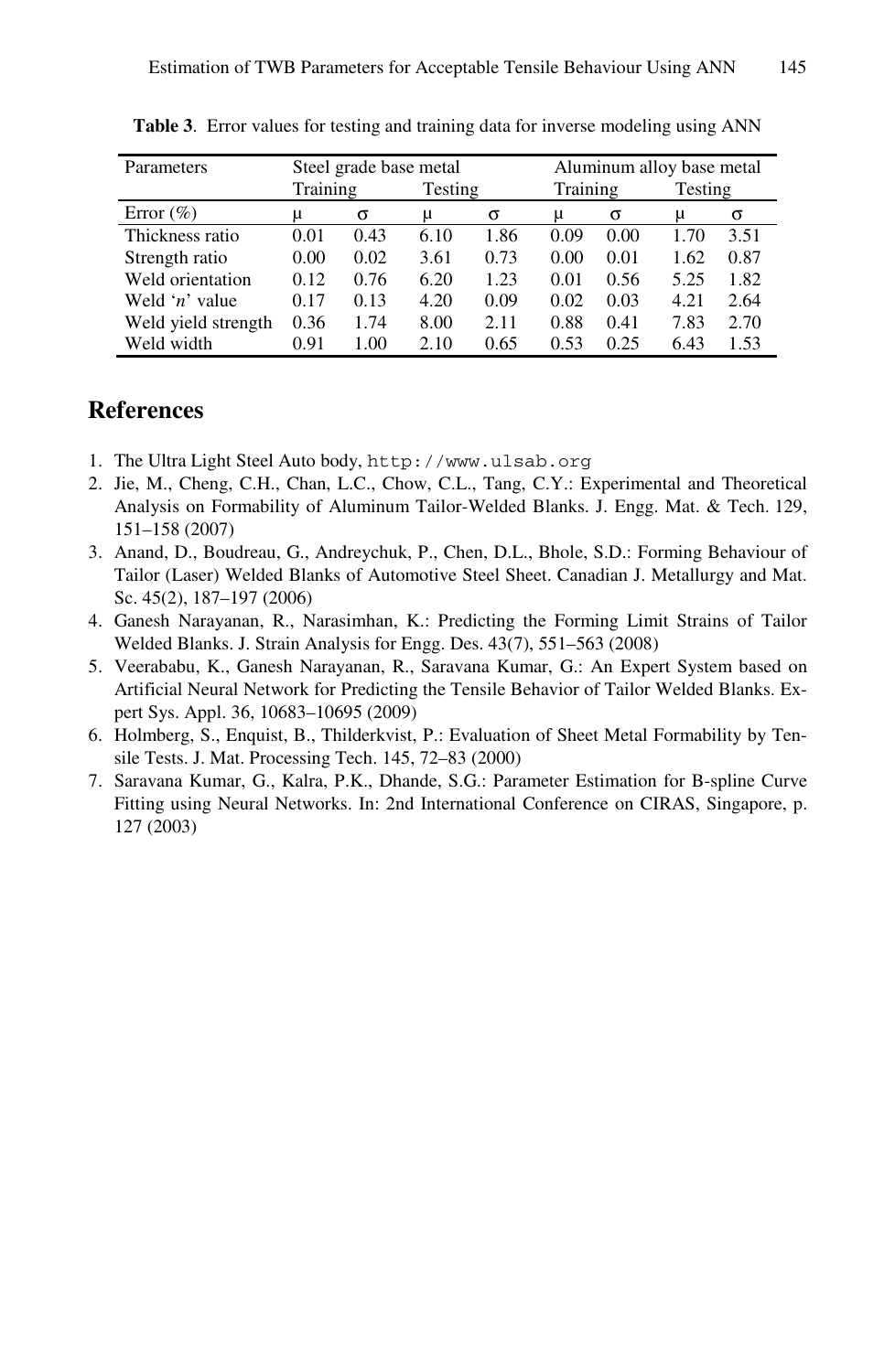**Table 3**. Error values for testing and training data for inverse modeling using ANN

| Parameters | Steel grade base metal | | | | Aluminum alloy base metal | | | |
|---|---|---|---|---|---|---|---|---|
| | Training | | Testing | | Training | | Testing | |
| Error (%) | μ | σ | μ | σ | μ | σ | μ | σ |
| Thickness ratio | 0.01 | 0.43 | 6.10 | 1.86 | 0.09 | 0.00 | 1.70 | 3.51 |
| Strength ratio | 0.00 | 0.02 | 3.61 | 0.73 | 0.00 | 0.01 | 1.62 | 0.87 |
| Weld orientation | 0.12 | 0.76 | 6.20 | 1.23 | 0.01 | 0.56 | 5.25 | 1.82 |
| Weld '*n*' value | 0.17 | 0.13 | 4.20 | 0.09 | 0.02 | 0.03 | 4.21 | 2.64 |
| Weld yield strength | 0.36 | 1.74 | 8.00 | 2.11 | 0.88 | 0.41 | 7.83 | 2.70 |
| Weld width | 0.91 | 1.00 | 2.10 | 0.65 | 0.53 | 0.25 | 6.43 | 1.53 |

## References

1. The Ultra Light Steel Auto body, `http://www.ulsab.org`
2. Jie, M., Cheng, C.H., Chan, L.C., Chow, C.L., Tang, C.Y.: Experimental and Theoretical Analysis on Formability of Aluminum Tailor-Welded Blanks. J. Engg. Mat. & Tech. 129, 151–158 (2007)
3. Anand, D., Boudreau, G., Andreychuk, P., Chen, D.L., Bhole, S.D.: Forming Behaviour of Tailor (Laser) Welded Blanks of Automotive Steel Sheet. Canadian J. Metallurgy and Mat. Sc. 45(2), 187–197 (2006)
4. Ganesh Narayanan, R., Narasimhan, K.: Predicting the Forming Limit Strains of Tailor Welded Blanks. J. Strain Analysis for Engg. Des. 43(7), 551–563 (2008)
5. Veerababu, K., Ganesh Narayanan, R., Saravana Kumar, G.: An Expert System based on Artificial Neural Network for Predicting the Tensile Behavior of Tailor Welded Blanks. Expert Sys. Appl. 36, 10683–10695 (2009)
6. Holmberg, S., Enquist, B., Thilderkvist, P.: Evaluation of Sheet Metal Formability by Tensile Tests. J. Mat. Processing Tech. 145, 72–83 (2000)
7. Saravana Kumar, G., Kalra, P.K., Dhande, S.G.: Parameter Estimation for B-spline Curve Fitting using Neural Networks. In: 2nd International Conference on CIRAS, Singapore, p. 127 (2003)